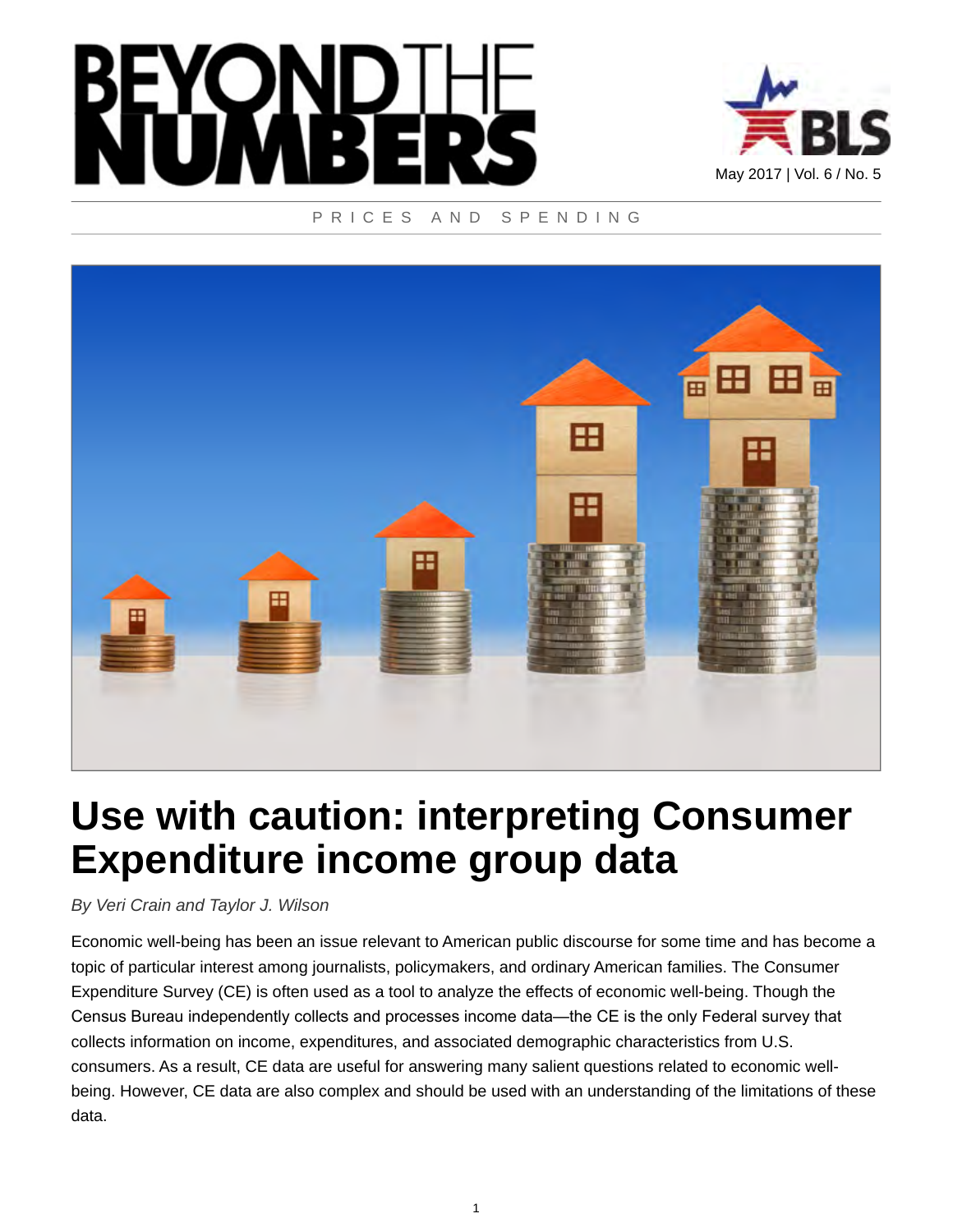# BEYOND THE NUMBERS

May 2017 | Vol. 6 / No. 5

PRICES AND SPENDING

# Use with caution: interpreting Consumer Expenditure income group data

*By Veri Crain and Taylor J. Wilson*

Economic well-being has been an issue relevant to American public discourse for some time and has become a topic of particular interest among journalists, policymakers, and ordinary American families. The Consumer Expenditure Survey (CE) is often used as a tool to analyze the effects of economic well-being. Though the Census Bureau independently collects and processes income data—the CE is the only Federal survey that collects information on income, expenditures, and associated demographic characteristics from U.S. consumers. As a result, CE data are useful for answering many salient questions related to economic well-being. However, CE data are also complex and should be used with an understanding of the limitations of these data.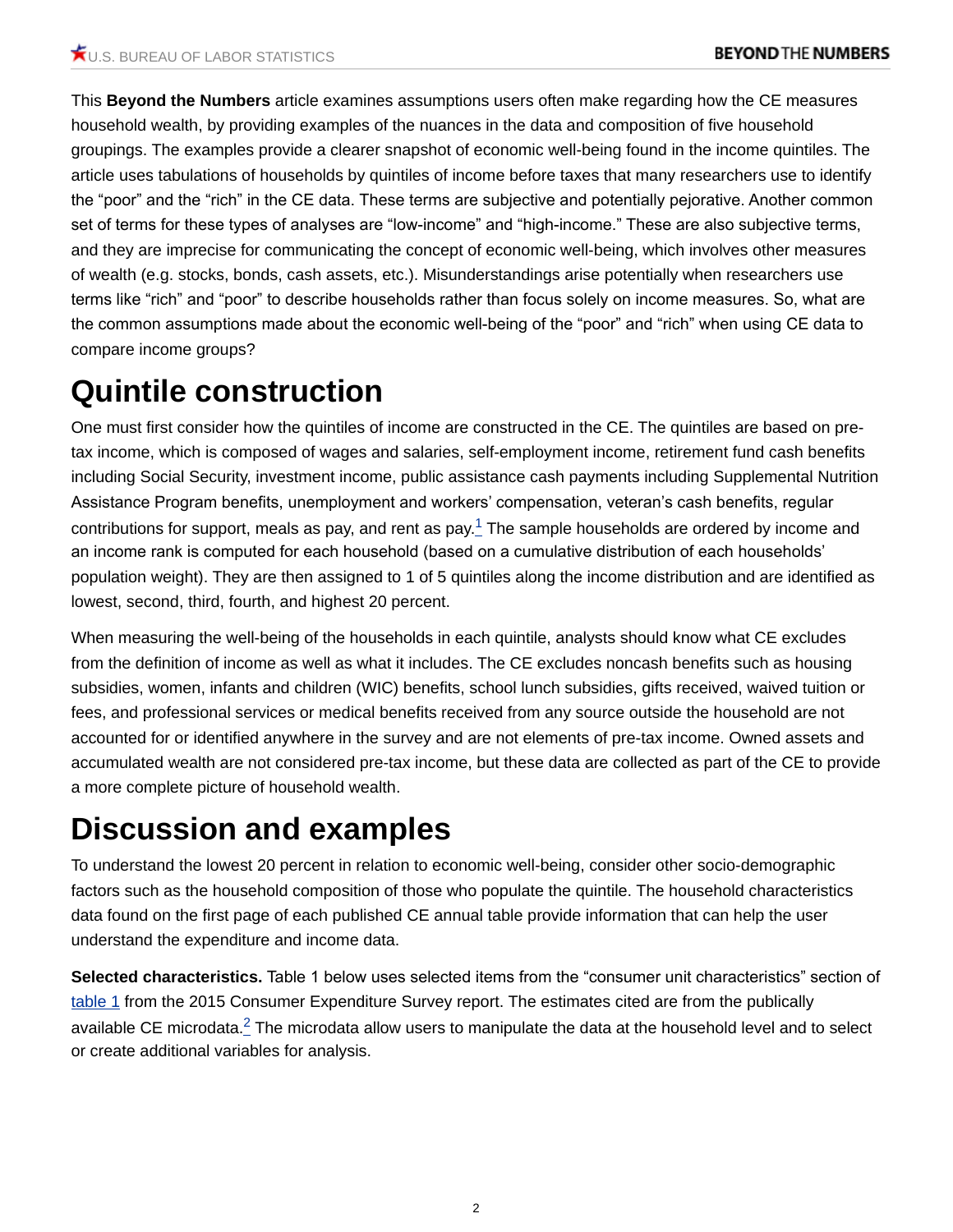This **Beyond the Numbers** article examines assumptions users often make regarding how the CE measures household wealth, by providing examples of the nuances in the data and composition of five household groupings. The examples provide a clearer snapshot of economic well-being found in the income quintiles. The article uses tabulations of households by quintiles of income before taxes that many researchers use to identify the "poor" and the "rich" in the CE data. These terms are subjective and potentially pejorative. Another common set of terms for these types of analyses are "low-income" and "high-income." These are also subjective terms, and they are imprecise for communicating the concept of economic well-being, which involves other measures of wealth (e.g. stocks, bonds, cash assets, etc.). Misunderstandings arise potentially when researchers use terms like "rich" and "poor" to describe households rather than focus solely on income measures. So, what are the common assumptions made about the economic well-being of the "poor" and "rich" when using CE data to compare income groups?

# Quintile construction

One must first consider how the quintiles of income are constructed in the CE. The quintiles are based on pre-tax income, which is composed of wages and salaries, self-employment income, retirement fund cash benefits including Social Security, investment income, public assistance cash payments including Supplemental Nutrition Assistance Program benefits, unemployment and workers' compensation, veteran's cash benefits, regular contributions for support, meals as pay, and rent as pay.[1] The sample households are ordered by income and an income rank is computed for each household (based on a cumulative distribution of each households' population weight). They are then assigned to 1 of 5 quintiles along the income distribution and are identified as lowest, second, third, fourth, and highest 20 percent.

When measuring the well-being of the households in each quintile, analysts should know what CE excludes from the definition of income as well as what it includes. The CE excludes noncash benefits such as housing subsidies, women, infants and children (WIC) benefits, school lunch subsidies, gifts received, waived tuition or fees, and professional services or medical benefits received from any source outside the household are not accounted for or identified anywhere in the survey and are not elements of pre-tax income. Owned assets and accumulated wealth are not considered pre-tax income, but these data are collected as part of the CE to provide a more complete picture of household wealth.

# Discussion and examples

To understand the lowest 20 percent in relation to economic well-being, consider other socio-demographic factors such as the household composition of those who populate the quintile. The household characteristics data found on the first page of each published CE annual table provide information that can help the user understand the expenditure and income data.

**Selected characteristics.** Table 1 below uses selected items from the "consumer unit characteristics" section of table 1 from the 2015 Consumer Expenditure Survey report. The estimates cited are from the publically available CE microdata.[2] The microdata allow users to manipulate the data at the household level and to select or create additional variables for analysis.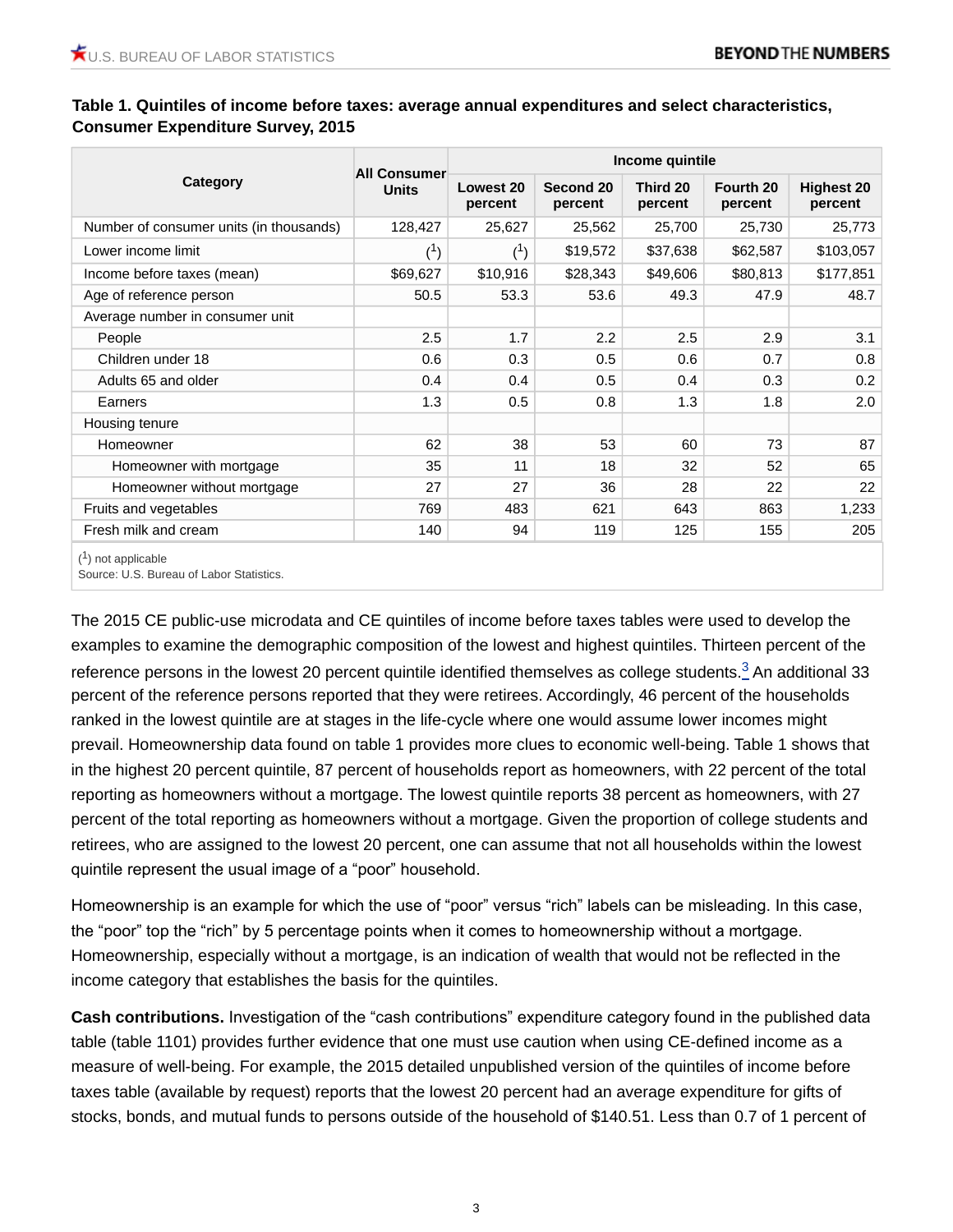**Table 1. Quintiles of income before taxes: average annual expenditures and select characteristics, Consumer Expenditure Survey, 2015**

| Category | All Consumer Units | Income quintile | | | | |
|---|---|---|---|---|---|---|
| | | Lowest 20 percent | Second 20 percent | Third 20 percent | Fourth 20 percent | Highest 20 percent |
| Number of consumer units (in thousands) | 128,427 | 25,627 | 25,562 | 25,700 | 25,730 | 25,773 |
| Lower income limit | ([1]) | ([1]) | $19,572 | $37,638 | $62,587 | $103,057 |
| Income before taxes (mean) | $69,627 | $10,916 | $28,343 | $49,606 | $80,813 | $177,851 |
| Age of reference person | 50.5 | 53.3 | 53.6 | 49.3 | 47.9 | 48.7 |
| Average number in consumer unit | | | | | | |
| People | 2.5 | 1.7 | 2.2 | 2.5 | 2.9 | 3.1 |
| Children under 18 | 0.6 | 0.3 | 0.5 | 0.6 | 0.7 | 0.8 |
| Adults 65 and older | 0.4 | 0.4 | 0.5 | 0.4 | 0.3 | 0.2 |
| Earners | 1.3 | 0.5 | 0.8 | 1.3 | 1.8 | 2.0 |
| Housing tenure | | | | | | |
| Homeowner | 62 | 38 | 53 | 60 | 73 | 87 |
| Homeowner with mortgage | 35 | 11 | 18 | 32 | 52 | 65 |
| Homeowner without mortgage | 27 | 27 | 36 | 28 | 22 | 22 |
| Fruits and vegetables | 769 | 483 | 621 | 643 | 863 | 1,233 |
| Fresh milk and cream | 140 | 94 | 119 | 125 | 155 | 205 |

([1]) not applicable
Source: U.S. Bureau of Labor Statistics.

The 2015 CE public-use microdata and CE quintiles of income before taxes tables were used to develop the examples to examine the demographic composition of the lowest and highest quintiles. Thirteen percent of the reference persons in the lowest 20 percent quintile identified themselves as college students.[3] An additional 33 percent of the reference persons reported that they were retirees. Accordingly, 46 percent of the households ranked in the lowest quintile are at stages in the life-cycle where one would assume lower incomes might prevail. Homeownership data found on table 1 provides more clues to economic well-being. Table 1 shows that in the highest 20 percent quintile, 87 percent of households report as homeowners, with 22 percent of the total reporting as homeowners without a mortgage. The lowest quintile reports 38 percent as homeowners, with 27 percent of the total reporting as homeowners without a mortgage. Given the proportion of college students and retirees, who are assigned to the lowest 20 percent, one can assume that not all households within the lowest quintile represent the usual image of a "poor" household.

Homeownership is an example for which the use of "poor" versus "rich" labels can be misleading. In this case, the "poor" top the "rich" by 5 percentage points when it comes to homeownership without a mortgage. Homeownership, especially without a mortgage, is an indication of wealth that would not be reflected in the income category that establishes the basis for the quintiles.

**Cash contributions.** Investigation of the "cash contributions" expenditure category found in the published data table (table 1101) provides further evidence that one must use caution when using CE-defined income as a measure of well-being. For example, the 2015 detailed unpublished version of the quintiles of income before taxes table (available by request) reports that the lowest 20 percent had an average expenditure for gifts of stocks, bonds, and mutual funds to persons outside of the household of $140.51. Less than 0.7 of 1 percent of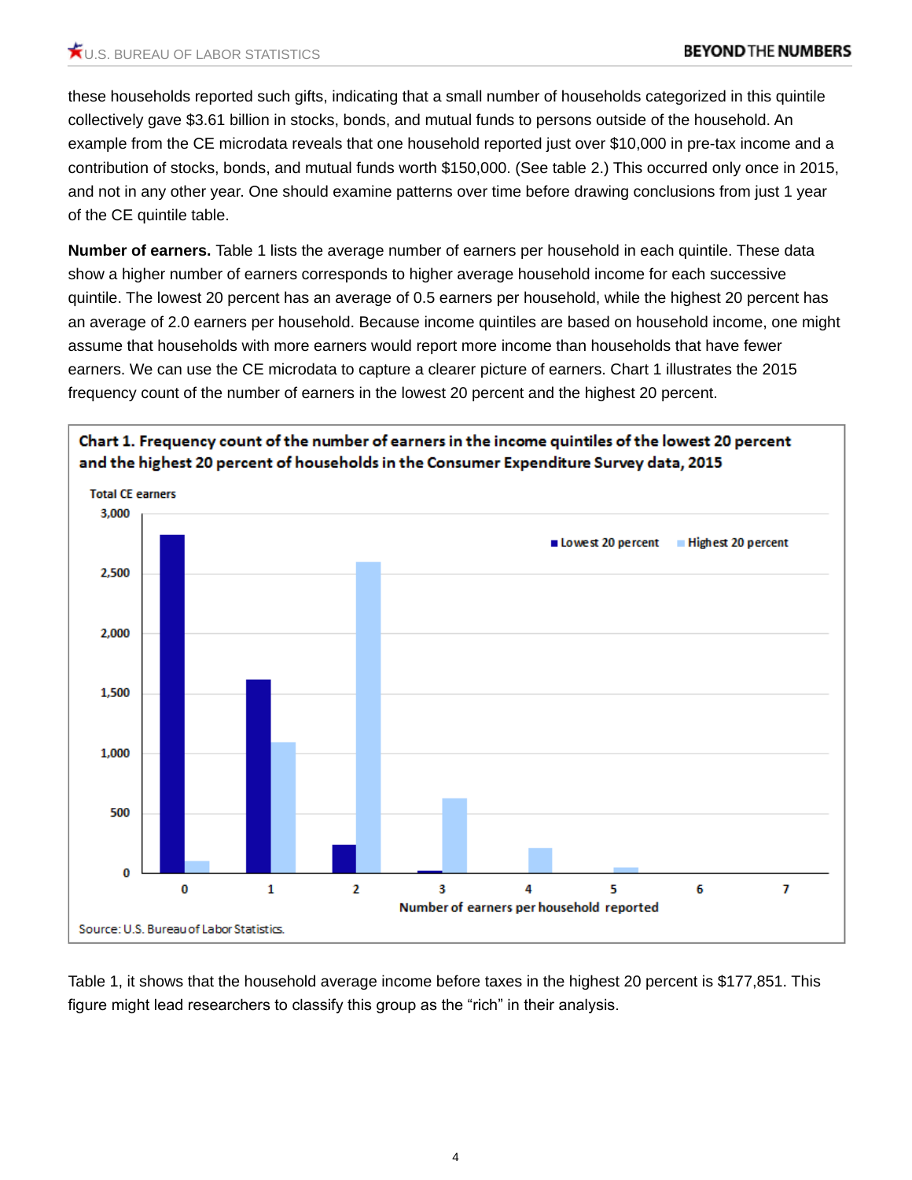these households reported such gifts, indicating that a small number of households categorized in this quintile collectively gave $3.61 billion in stocks, bonds, and mutual funds to persons outside of the household. An example from the CE microdata reveals that one household reported just over $10,000 in pre-tax income and a contribution of stocks, bonds, and mutual funds worth $150,000. (See table 2.) This occurred only once in 2015, and not in any other year. One should examine patterns over time before drawing conclusions from just 1 year of the CE quintile table.

**Number of earners.** Table 1 lists the average number of earners per household in each quintile. These data show a higher number of earners corresponds to higher average household income for each successive quintile. The lowest 20 percent has an average of 0.5 earners per household, while the highest 20 percent has an average of 2.0 earners per household. Because income quintiles are based on household income, one might assume that households with more earners would report more income than households that have fewer earners. We can use the CE microdata to capture a clearer picture of earners. Chart 1 illustrates the 2015 frequency count of the number of earners in the lowest 20 percent and the highest 20 percent.

**Chart 1. Frequency count of the number of earners in the income quintiles of the lowest 20 percent and the highest 20 percent of households in the Consumer Expenditure Survey data, 2015**

Total CE earners

3,000
2,500
2,000
1,500
1,000
500
0

Lowest 20 percent
Highest 20 percent

0 1 2 3 4 5 6 7

Number of earners per household reported

Source: U.S. Bureau of Labor Statistics.

Table 1, it shows that the household average income before taxes in the highest 20 percent is $177,851. This figure might lead researchers to classify this group as the “rich” in their analysis.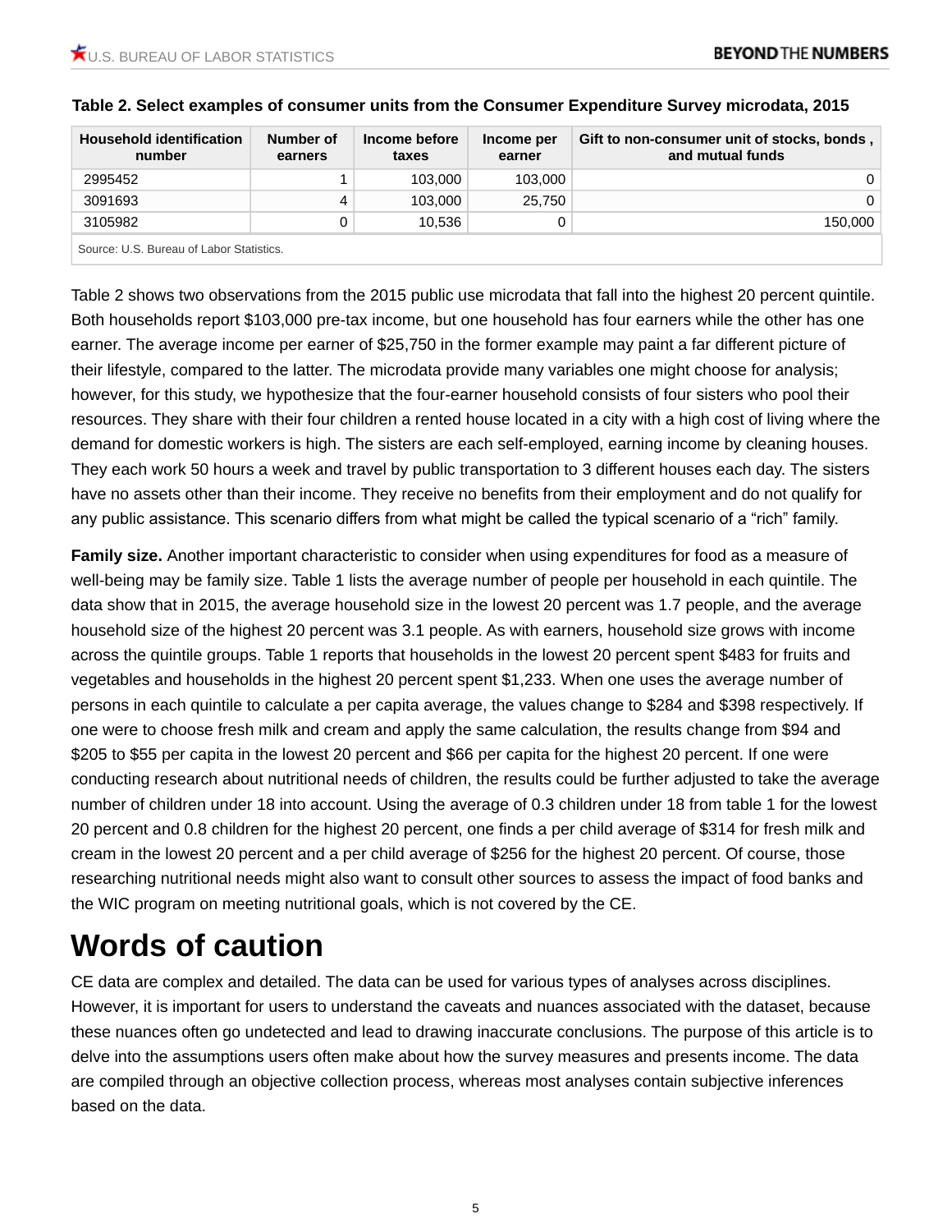**Table 2. Select examples of consumer units from the Consumer Expenditure Survey microdata, 2015**

| Household identification number | Number of earners | Income before taxes | Income per earner | Gift to non-consumer unit of stocks, bonds , and mutual funds |
| --- | --- | --- | --- | --- |
| 2995452 | 1 | 103,000 | 103,000 | 0 |
| 3091693 | 4 | 103,000 | 25,750 | 0 |
| 3105982 | 0 | 10,536 | 0 | 150,000 |

Source: U.S. Bureau of Labor Statistics.

Table 2 shows two observations from the 2015 public use microdata that fall into the highest 20 percent quintile. Both households report $103,000 pre-tax income, but one household has four earners while the other has one earner. The average income per earner of $25,750 in the former example may paint a far different picture of their lifestyle, compared to the latter. The microdata provide many variables one might choose for analysis; however, for this study, we hypothesize that the four-earner household consists of four sisters who pool their resources. They share with their four children a rented house located in a city with a high cost of living where the demand for domestic workers is high. The sisters are each self-employed, earning income by cleaning houses. They each work 50 hours a week and travel by public transportation to 3 different houses each day. The sisters have no assets other than their income. They receive no benefits from their employment and do not qualify for any public assistance. This scenario differs from what might be called the typical scenario of a "rich" family.

**Family size.** Another important characteristic to consider when using expenditures for food as a measure of well-being may be family size. Table 1 lists the average number of people per household in each quintile. The data show that in 2015, the average household size in the lowest 20 percent was 1.7 people, and the average household size of the highest 20 percent was 3.1 people. As with earners, household size grows with income across the quintile groups. Table 1 reports that households in the lowest 20 percent spent $483 for fruits and vegetables and households in the highest 20 percent spent $1,233. When one uses the average number of persons in each quintile to calculate a per capita average, the values change to $284 and $398 respectively. If one were to choose fresh milk and cream and apply the same calculation, the results change from $94 and $205 to $55 per capita in the lowest 20 percent and $66 per capita for the highest 20 percent. If one were conducting research about nutritional needs of children, the results could be further adjusted to take the average number of children under 18 into account. Using the average of 0.3 children under 18 from table 1 for the lowest 20 percent and 0.8 children for the highest 20 percent, one finds a per child average of $314 for fresh milk and cream in the lowest 20 percent and a per child average of $256 for the highest 20 percent. Of course, those researching nutritional needs might also want to consult other sources to assess the impact of food banks and the WIC program on meeting nutritional goals, which is not covered by the CE.

# Words of caution

CE data are complex and detailed. The data can be used for various types of analyses across disciplines. However, it is important for users to understand the caveats and nuances associated with the dataset, because these nuances often go undetected and lead to drawing inaccurate conclusions. The purpose of this article is to delve into the assumptions users often make about how the survey measures and presents income. The data are compiled through an objective collection process, whereas most analyses contain subjective inferences based on the data.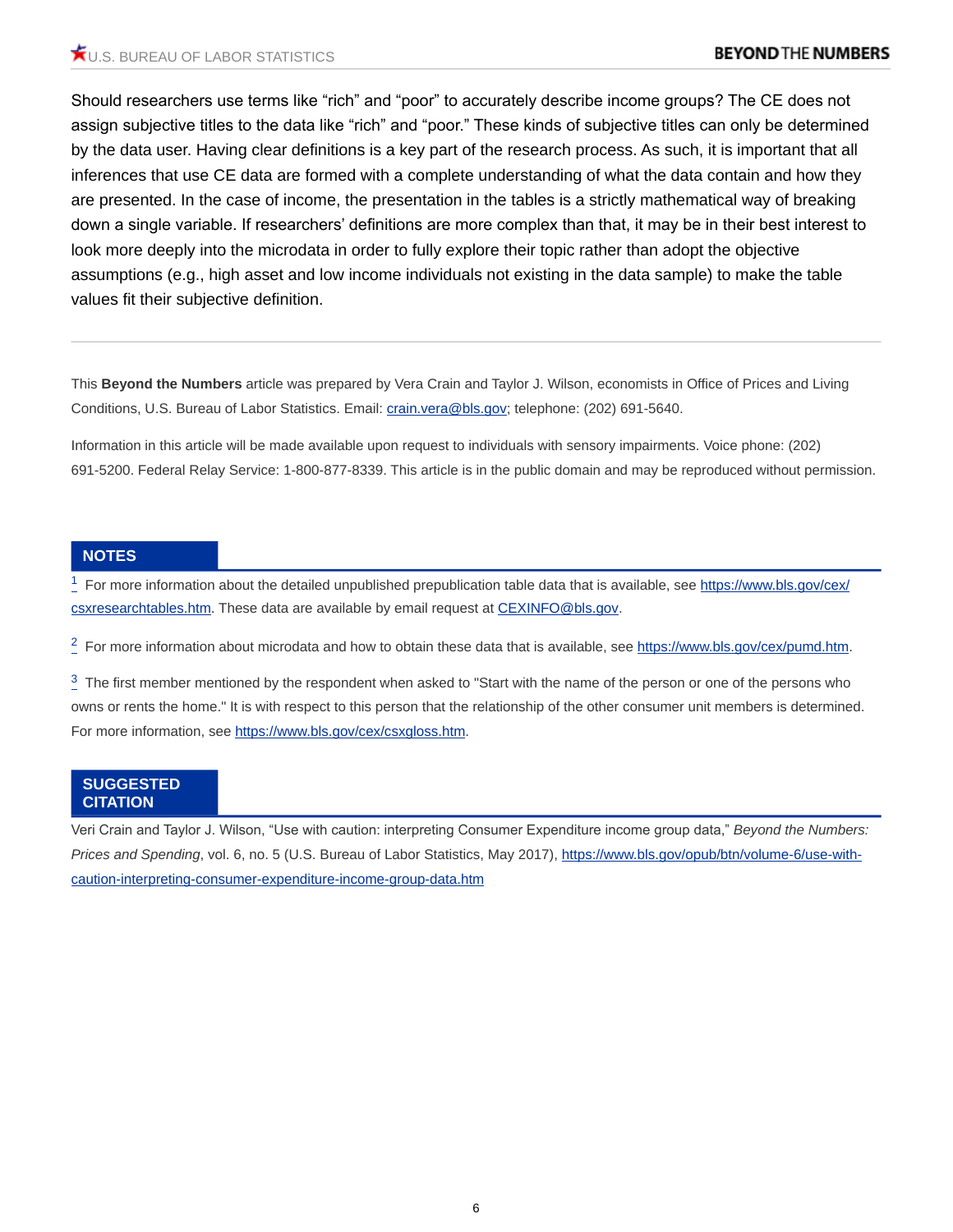Should researchers use terms like “rich” and “poor” to accurately describe income groups? The CE does not assign subjective titles to the data like “rich” and “poor.” These kinds of subjective titles can only be determined by the data user. Having clear definitions is a key part of the research process. As such, it is important that all inferences that use CE data are formed with a complete understanding of what the data contain and how they are presented. In the case of income, the presentation in the tables is a strictly mathematical way of breaking down a single variable. If researchers’ definitions are more complex than that, it may be in their best interest to look more deeply into the microdata in order to fully explore their topic rather than adopt the objective assumptions (e.g., high asset and low income individuals not existing in the data sample) to make the table values fit their subjective definition.

---

This **Beyond the Numbers** article was prepared by Vera Crain and Taylor J. Wilson, economists in Office of Prices and Living Conditions, U.S. Bureau of Labor Statistics. Email: crain.vera@bls.gov; telephone: (202) 691-5640.

Information in this article will be made available upon request to individuals with sensory impairments. Voice phone: (202) 691-5200. Federal Relay Service: 1-800-877-8339. This article is in the public domain and may be reproduced without permission.

## NOTES

[1] For more information about the detailed unpublished prepublication table data that is available, see https://www.bls.gov/cex/csxresearchtables.htm. These data are available by email request at CEXINFO@bls.gov.

[2] For more information about microdata and how to obtain these data that is available, see https://www.bls.gov/cex/pumd.htm.

[3] The first member mentioned by the respondent when asked to "Start with the name of the person or one of the persons who owns or rents the home." It is with respect to this person that the relationship of the other consumer unit members is determined. For more information, see https://www.bls.gov/cex/csxgloss.htm.

## SUGGESTED CITATION

Veri Crain and Taylor J. Wilson, “Use with caution: interpreting Consumer Expenditure income group data,” *Beyond the Numbers: Prices and Spending*, vol. 6, no. 5 (U.S. Bureau of Labor Statistics, May 2017), https://www.bls.gov/opub/btn/volume-6/use-with-caution-interpreting-consumer-expenditure-income-group-data.htm